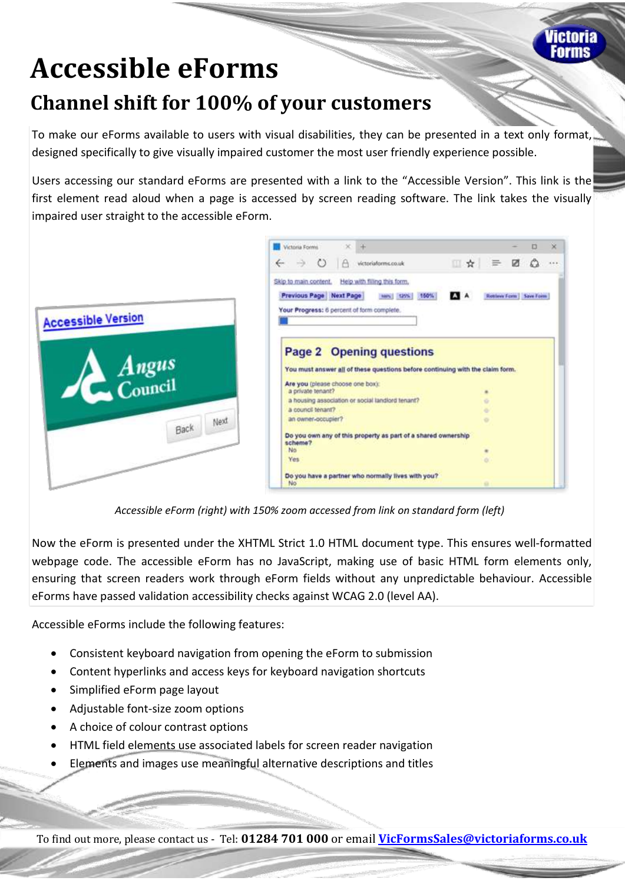# Accessible eForms

## Channel shift for 100% of your customers

To make our eForms available to users with visual disabilities, they can be presented in a text only format, designed specifically to give visually impaired customer the most user friendly experience possible.

Users accessing our standard eForms are presented with a link to the "Accessible Version". This link is the first element read aloud when a page is accessed by screen reading software. The link takes the visually impaired user straight to the accessible eForm.

*Accessible eForm (right) with 150% zoom accessed from link on standard form (left)*

Now the eForm is presented under the XHTML Strict 1.0 HTML document type. This ensures well-formatted webpage code. The accessible eForm has no JavaScript, making use of basic HTML form elements only, ensuring that screen readers work through eForm fields without any unpredictable behaviour. Accessible eForms have passed validation accessibility checks against WCAG 2.0 (level AA).

Accessible eForms include the following features:

- Consistent keyboard navigation from opening the eForm to submission
- Content hyperlinks and access keys for keyboard navigation shortcuts
- Simplified eForm page layout
- Adjustable font-size zoom options
- A choice of colour contrast options
- HTML field elements use associated labels for screen reader navigation
- Elements and images use meaningful alternative descriptions and titles

To find out more, please contact us - Tel: **01284 701 000** or email **VicFormsSales@victoriaforms.co.uk**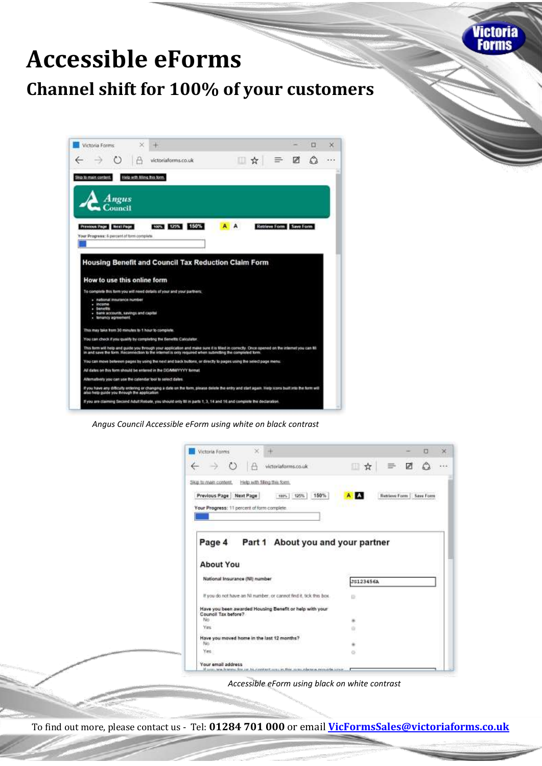# Accessible eForms

## Channel shift for 100% of your customers

*Angus Council Accessible eForm using white on black contrast*

*Accessible eForm using black on white contrast*

To find out more, please contact us - Tel: **01284 701 000** or email **VicFormsSales@victoriaforms.co.uk**